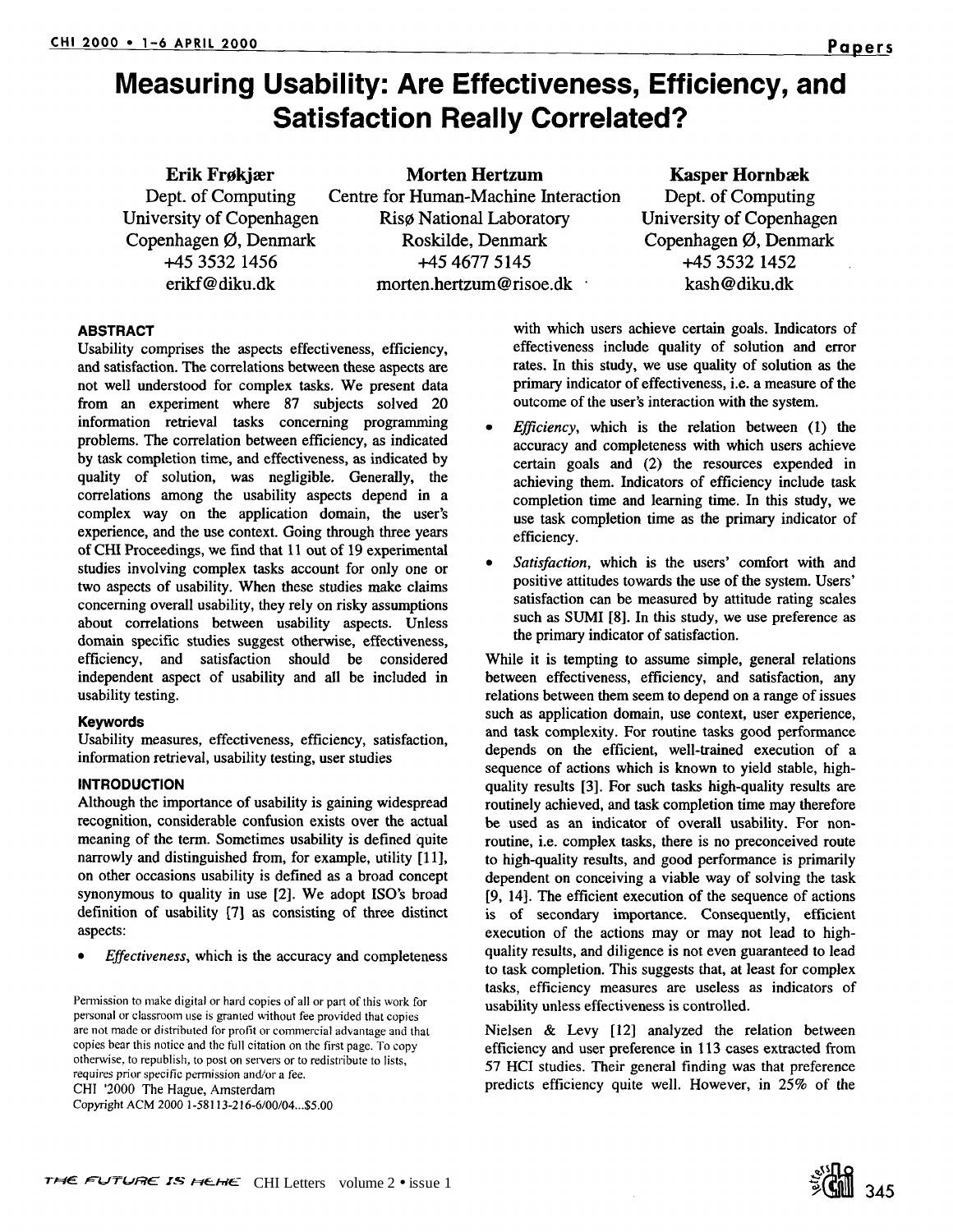# Measuring Usability: Are Effectiveness, Efficiency, and Satisfaction Really Correlated?

**Erik Frøkjær**
Dept. of Computing
University of Copenhagen
Copenhagen Ø, Denmark
+45 3532 1456
erikf@diku.dk

**Morten Hertzum**
Centre for Human-Machine Interaction
Risø National Laboratory
Roskilde, Denmark
+45 4677 5145
morten.hertzum@risoe.dk

**Kasper Hornbæk**
Dept. of Computing
University of Copenhagen
Copenhagen Ø, Denmark
+45 3532 1452
kash@diku.dk

## ABSTRACT

Usability comprises the aspects effectiveness, efficiency, and satisfaction. The correlations between these aspects are not well understood for complex tasks. We present data from an experiment where 87 subjects solved 20 information retrieval tasks concerning programming problems. The correlation between efficiency, as indicated by task completion time, and effectiveness, as indicated by quality of solution, was negligible. Generally, the correlations among the usability aspects depend in a complex way on the application domain, the user's experience, and the use context. Going through three years of CHI Proceedings, we find that 11 out of 19 experimental studies involving complex tasks account for only one or two aspects of usability. When these studies make claims concerning overall usability, they rely on risky assumptions about correlations between usability aspects. Unless domain specific studies suggest otherwise, effectiveness, efficiency, and satisfaction should be considered independent aspect of usability and all be included in usability testing.

### Keywords

Usability measures, effectiveness, efficiency, satisfaction, information retrieval, usability testing, user studies

## INTRODUCTION

Although the importance of usability is gaining widespread recognition, considerable confusion exists over the actual meaning of the term. Sometimes usability is defined quite narrowly and distinguished from, for example, utility [11], on other occasions usability is defined as a broad concept synonymous to quality in use [2]. We adopt ISO's broad definition of usability [7] as consisting of three distinct aspects:

- *Effectiveness*, which is the accuracy and completeness with which users achieve certain goals. Indicators of effectiveness include quality of solution and error rates. In this study, we use quality of solution as the primary indicator of effectiveness, i.e. a measure of the outcome of the user's interaction with the system.
- *Efficiency*, which is the relation between (1) the accuracy and completeness with which users achieve certain goals and (2) the resources expended in achieving them. Indicators of efficiency include task completion time and learning time. In this study, we use task completion time as the primary indicator of efficiency.
- *Satisfaction*, which is the users' comfort with and positive attitudes towards the use of the system. Users' satisfaction can be measured by attitude rating scales such as SUMI [8]. In this study, we use preference as the primary indicator of satisfaction.

While it is tempting to assume simple, general relations between effectiveness, efficiency, and satisfaction, any relations between them seem to depend on a range of issues such as application domain, use context, user experience, and task complexity. For routine tasks good performance depends on the efficient, well-trained execution of a sequence of actions which is known to yield stable, high-quality results [3]. For such tasks high-quality results are routinely achieved, and task completion time may therefore be used as an indicator of overall usability. For non-routine, i.e. complex tasks, there is no preconceived route to high-quality results, and good performance is primarily dependent on conceiving a viable way of solving the task [9, 14]. The efficient execution of the sequence of actions is of secondary importance. Consequently, efficient execution of the actions may or may not lead to high-quality results, and diligence is not even guaranteed to lead to task completion. This suggests that, at least for complex tasks, efficiency measures are useless as indicators of usability unless effectiveness is controlled.

Nielsen & Levy [12] analyzed the relation between efficiency and user preference in 113 cases extracted from 57 HCI studies. Their general finding was that preference predicts efficiency quite well. However, in 25% of the

Permission to make digital or hard copies of all or part of this work for personal or classroom use is granted without fee provided that copies are not made or distributed for profit or commercial advantage and that copies bear this notice and the full citation on the first page. To copy otherwise, to republish, to post on servers or to redistribute to lists, requires prior specific permission and/or a fee.
CHI '2000 The Hague, Amsterdam
Copyright ACM 2000 1-58113-216-6/00/04...$5.00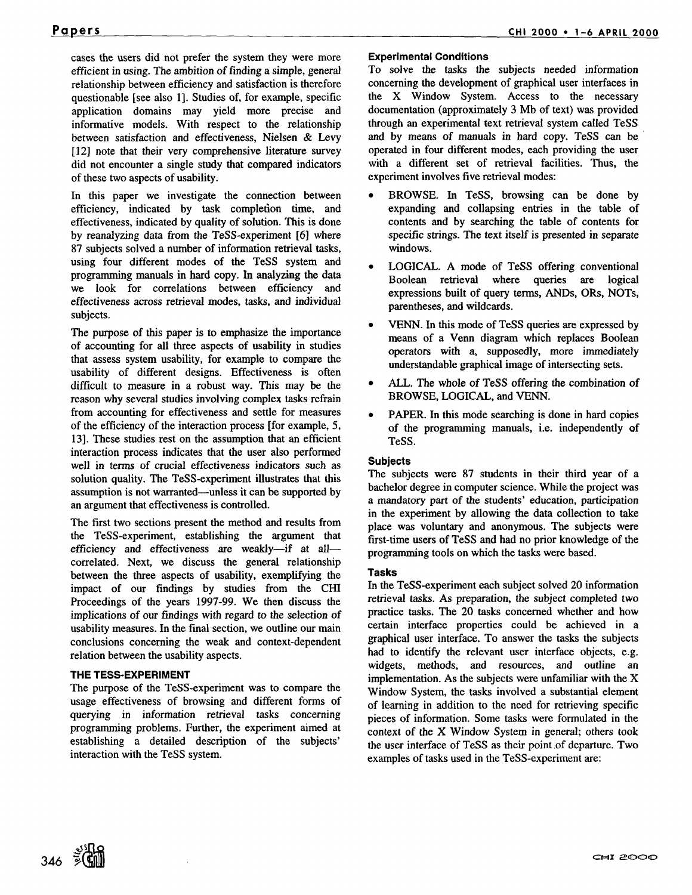cases the users did not prefer the system they were more efficient in using. The ambition of finding a simple, general relationship between efficiency and satisfaction is therefore questionable [see also 1]. Studies of, for example, specific application domains may yield more precise and informative models. With respect to the relationship between satisfaction and effectiveness, Nielsen & Levy [12] note that their very comprehensive literature survey did not encounter a single study that compared indicators of these two aspects of usability.

In this paper we investigate the connection between efficiency, indicated by task completion time, and effectiveness, indicated by quality of solution. This is done by reanalyzing data from the TeSS-experiment [6] where 87 subjects solved a number of information retrieval tasks, using four different modes of the TeSS system and programming manuals in hard copy. In analyzing the data we look for correlations between efficiency and effectiveness across retrieval modes, tasks, and individual subjects.

The purpose of this paper is to emphasize the importance of accounting for all three aspects of usability in studies that assess system usability, for example to compare the usability of different designs. Effectiveness is often difficult to measure in a robust way. This may be the reason why several studies involving complex tasks refrain from accounting for effectiveness and settle for measures of the efficiency of the interaction process [for example, 5, 13]. These studies rest on the assumption that an efficient interaction process indicates that the user also performed well in terms of crucial effectiveness indicators such as solution quality. The TeSS-experiment illustrates that this assumption is not warranted—unless it can be supported by an argument that effectiveness is controlled.

The first two sections present the method and results from the TeSS-experiment, establishing the argument that efficiency and effectiveness are weakly—if at all—correlated. Next, we discuss the general relationship between the three aspects of usability, exemplifying the impact of our findings by studies from the CHI Proceedings of the years 1997-99. We then discuss the implications of our findings with regard to the selection of usability measures. In the final section, we outline our main conclusions concerning the weak and context-dependent relation between the usability aspects.

## THE TESS-EXPERIMENT

The purpose of the TeSS-experiment was to compare the usage effectiveness of browsing and different forms of querying in information retrieval tasks concerning programming problems. Further, the experiment aimed at establishing a detailed description of the subjects' interaction with the TeSS system.

### Experimental Conditions

To solve the tasks the subjects needed information concerning the development of graphical user interfaces in the X Window System. Access to the necessary documentation (approximately 3 Mb of text) was provided through an experimental text retrieval system called TeSS and by means of manuals in hard copy. TeSS can be operated in four different modes, each providing the user with a different set of retrieval facilities. Thus, the experiment involves five retrieval modes:

- BROWSE. In TeSS, browsing can be done by expanding and collapsing entries in the table of contents and by searching the table of contents for specific strings. The text itself is presented in separate windows.
- LOGICAL. A mode of TeSS offering conventional Boolean retrieval where queries are logical expressions built of query terms, ANDs, ORs, NOTs, parentheses, and wildcards.
- VENN. In this mode of TeSS queries are expressed by means of a Venn diagram which replaces Boolean operators with a, supposedly, more immediately understandable graphical image of intersecting sets.
- ALL. The whole of TeSS offering the combination of BROWSE, LOGICAL, and VENN.
- PAPER. In this mode searching is done in hard copies of the programming manuals, i.e. independently of TeSS.

### Subjects

The subjects were 87 students in their third year of a bachelor degree in computer science. While the project was a mandatory part of the students' education, participation in the experiment by allowing the data collection to take place was voluntary and anonymous. The subjects were first-time users of TeSS and had no prior knowledge of the programming tools on which the tasks were based.

### Tasks

In the TeSS-experiment each subject solved 20 information retrieval tasks. As preparation, the subject completed two practice tasks. The 20 tasks concerned whether and how certain interface properties could be achieved in a graphical user interface. To answer the tasks the subjects had to identify the relevant user interface objects, e.g. widgets, methods, and resources, and outline an implementation. As the subjects were unfamiliar with the X Window System, the tasks involved a substantial element of learning in addition to the need for retrieving specific pieces of information. Some tasks were formulated in the context of the X Window System in general; others took the user interface of TeSS as their point of departure. Two examples of tasks used in the TeSS-experiment are: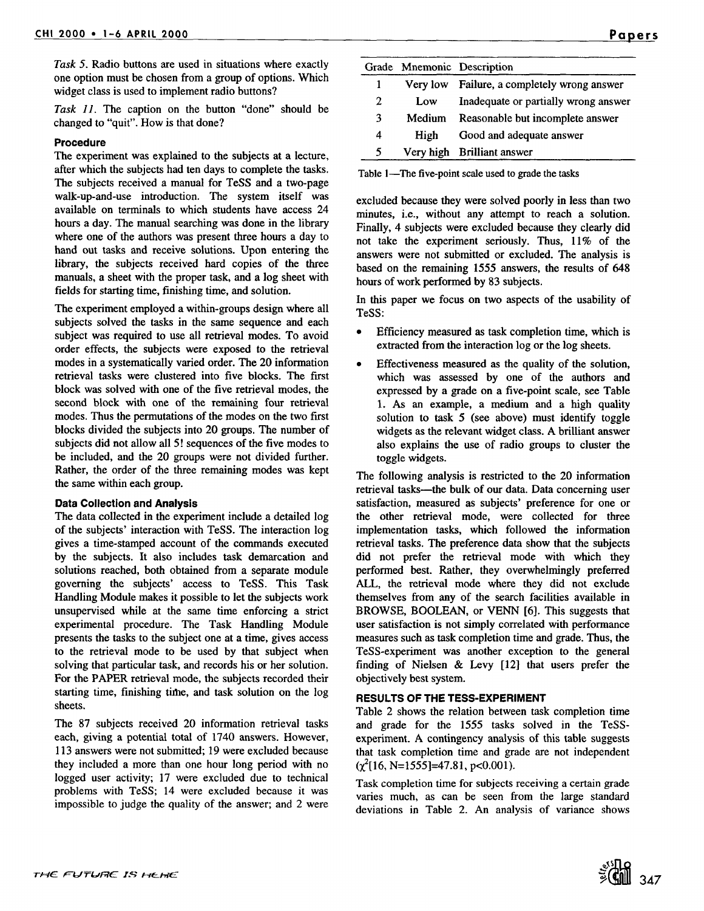*Task 5.* Radio buttons are used in situations where exactly one option must be chosen from a group of options. Which widget class is used to implement radio buttons?

*Task 11.* The caption on the button "done" should be changed to "quit". How is that done?

### Procedure

The experiment was explained to the subjects at a lecture, after which the subjects had ten days to complete the tasks. The subjects received a manual for TeSS and a two-page walk-up-and-use introduction. The system itself was available on terminals to which students have access 24 hours a day. The manual searching was done in the library where one of the authors was present three hours a day to hand out tasks and receive solutions. Upon entering the library, the subjects received hard copies of the three manuals, a sheet with the proper task, and a log sheet with fields for starting time, finishing time, and solution.

The experiment employed a within-groups design where all subjects solved the tasks in the same sequence and each subject was required to use all retrieval modes. To avoid order effects, the subjects were exposed to the retrieval modes in a systematically varied order. The 20 information retrieval tasks were clustered into five blocks. The first block was solved with one of the five retrieval modes, the second block with one of the remaining four retrieval modes. Thus the permutations of the modes on the two first blocks divided the subjects into 20 groups. The number of subjects did not allow all 5! sequences of the five modes to be included, and the 20 groups were not divided further. Rather, the order of the three remaining modes was kept the same within each group.

### Data Collection and Analysis

The data collected in the experiment include a detailed log of the subjects' interaction with TeSS. The interaction log gives a time-stamped account of the commands executed by the subjects. It also includes task demarcation and solutions reached, both obtained from a separate module governing the subjects' access to TeSS. This Task Handling Module makes it possible to let the subjects work unsupervised while at the same time enforcing a strict experimental procedure. The Task Handling Module presents the tasks to the subject one at a time, gives access to the retrieval mode to be used by that subject when solving that particular task, and records his or her solution. For the PAPER retrieval mode, the subjects recorded their starting time, finishing time, and task solution on the log sheets.

The 87 subjects received 20 information retrieval tasks each, giving a potential total of 1740 answers. However, 113 answers were not submitted; 19 were excluded because they included a more than one hour long period with no logged user activity; 17 were excluded due to technical problems with TeSS; 14 were excluded because it was impossible to judge the quality of the answer; and 2 were excluded because they were solved poorly in less than two minutes, i.e., without any attempt to reach a solution. Finally, 4 subjects were excluded because they clearly did not take the experiment seriously. Thus, 11% of the answers were not submitted or excluded. The analysis is based on the remaining 1555 answers, the results of 648 hours of work performed by 83 subjects.

| Grade | Mnemonic | Description |
|---|---|---|
| 1 | Very low | Failure, a completely wrong answer |
| 2 | Low | Inadequate or partially wrong answer |
| 3 | Medium | Reasonable but incomplete answer |
| 4 | High | Good and adequate answer |
| 5 | Very high | Brilliant answer |

Table 1—The five-point scale used to grade the tasks

In this paper we focus on two aspects of the usability of TeSS:

- Efficiency measured as task completion time, which is extracted from the interaction log or the log sheets.
- Effectiveness measured as the quality of the solution, which was assessed by one of the authors and expressed by a grade on a five-point scale, see Table 1. As an example, a medium and a high quality solution to task 5 (see above) must identify toggle widgets as the relevant widget class. A brilliant answer also explains the use of radio groups to cluster the toggle widgets.

The following analysis is restricted to the 20 information retrieval tasks—the bulk of our data. Data concerning user satisfaction, measured as subjects' preference for one or the other retrieval mode, were collected for three implementation tasks, which followed the information retrieval tasks. The preference data show that the subjects did not prefer the retrieval mode with which they performed best. Rather, they overwhelmingly preferred ALL, the retrieval mode where they did not exclude themselves from any of the search facilities available in BROWSE, BOOLEAN, or VENN [6]. This suggests that user satisfaction is not simply correlated with performance measures such as task completion time and grade. Thus, the TeSS-experiment was another exception to the general finding of Nielsen & Levy [12] that users prefer the objectively best system.

## RESULTS OF THE TESS-EXPERIMENT

Table 2 shows the relation between task completion time and grade for the 1555 tasks solved in the TeSS-experiment. A contingency analysis of this table suggests that task completion time and grade are not independent ($\chi^2[16, N=1555]=47.81$, $p<0.001$).

Task completion time for subjects receiving a certain grade varies much, as can be seen from the large standard deviations in Table 2. An analysis of variance shows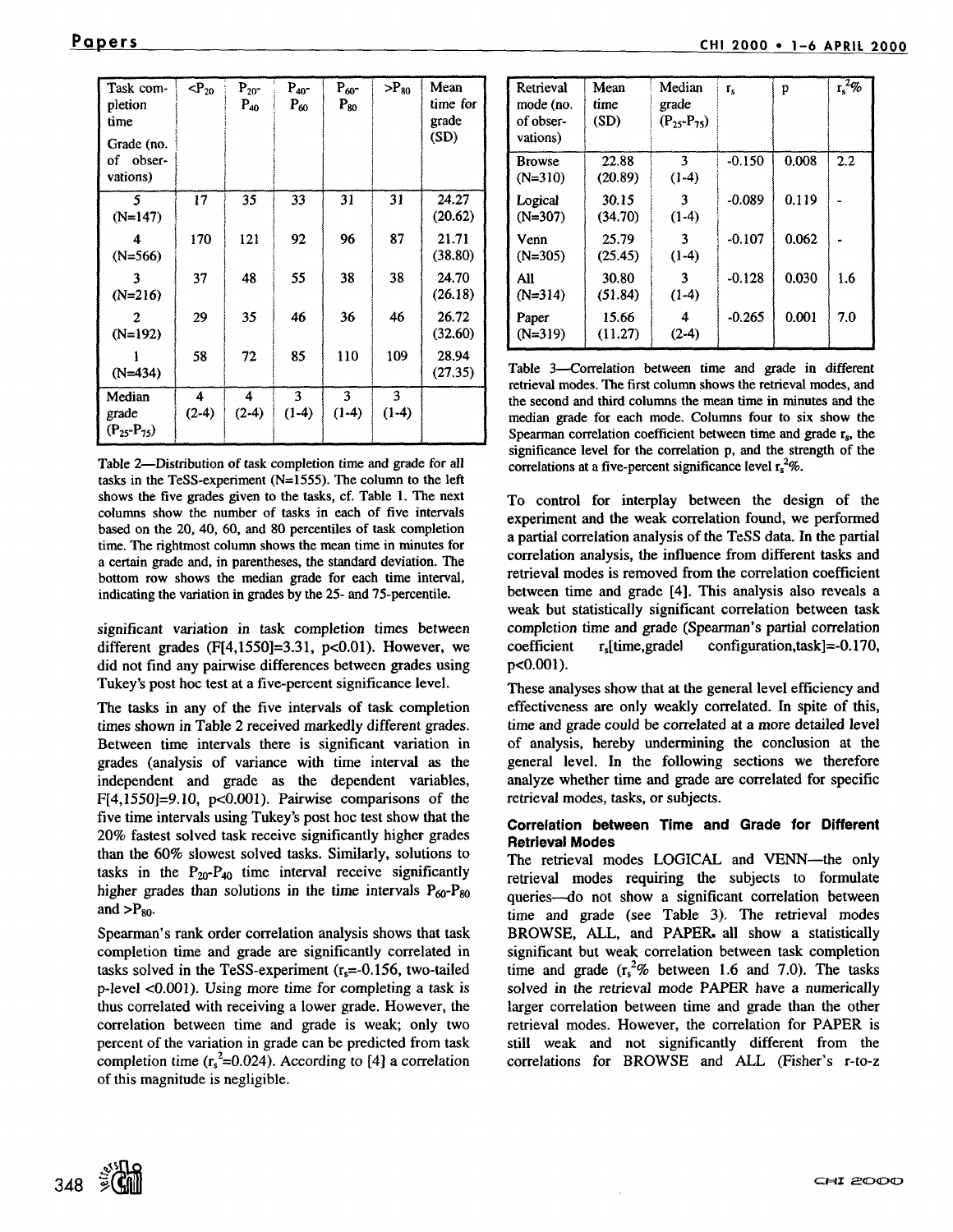| Task completion time<br><br>Grade (no. of observations) | $<P_{20}$ | $P_{20}$-$P_{40}$ | $P_{40}$-$P_{60}$ | $P_{60}$-$P_{80}$ | $>P_{80}$ | Mean time for grade (SD) |
|---|---|---|---|---|---|---|
| 5 (N=147) | 17 | 35 | 33 | 31 | 31 | 24.27 (20.62) |
| 4 (N=566) | 170 | 121 | 92 | 96 | 87 | 21.71 (38.80) |
| 3 (N=216) | 37 | 48 | 55 | 38 | 38 | 24.70 (26.18) |
| 2 (N=192) | 29 | 35 | 46 | 36 | 46 | 26.72 (32.60) |
| 1 (N=434) | 58 | 72 | 85 | 110 | 109 | 28.94 (27.35) |
| Median grade ($P_{25}$-$P_{75}$) | 4 (2-4) | 4 (2-4) | 3 (1-4) | 3 (1-4) | 3 (1-4) | |

Table 2—Distribution of task completion time and grade for all tasks in the TeSS-experiment (N=1555). The column to the left shows the five grades given to the tasks, cf. Table 1. The next columns show the number of tasks in each of five intervals based on the 20, 40, 60, and 80 percentiles of task completion time. The rightmost column shows the mean time in minutes for a certain grade and, in parentheses, the standard deviation. The bottom row shows the median grade for each time interval, indicating the variation in grades by the 25- and 75-percentile.

significant variation in task completion times between different grades ($F[4,1550]=3.31$, $p<0.01$). However, we did not find any pairwise differences between grades using Tukey's post hoc test at a five-percent significance level.

The tasks in any of the five intervals of task completion times shown in Table 2 received markedly different grades. Between time intervals there is significant variation in grades (analysis of variance with time interval as the independent and grade as the dependent variables, $F[4,1550]=9.10$, $p<0.001$). Pairwise comparisons of the five time intervals using Tukey's post hoc test show that the 20% fastest solved task receive significantly higher grades than the 60% slowest solved tasks. Similarly, solutions to tasks in the $P_{20}$-$P_{40}$ time interval receive significantly higher grades than solutions in the time intervals $P_{60}$-$P_{80}$ and $>P_{80}$.

Spearman's rank order correlation analysis shows that task completion time and grade are significantly correlated in tasks solved in the TeSS-experiment ($r_s=-0.156$, two-tailed p-level $<0.001$). Using more time for completing a task is thus correlated with receiving a lower grade. However, the correlation between time and grade is weak; only two percent of the variation in grade can be predicted from task completion time ($r_s^2=0.024$). According to [4] a correlation of this magnitude is negligible.

| Retrieval mode (no. of observations) | Mean time (SD) | Median grade ($P_{25}$-$P_{75}$) | $r_s$ | p | $r_s^2\%$ |
|---|---|---|---|---|---|
| Browse (N=310) | 22.88 (20.89) | 3 (1-4) | -0.150 | 0.008 | 2.2 |
| Logical (N=307) | 30.15 (34.70) | 3 (1-4) | -0.089 | 0.119 | - |
| Venn (N=305) | 25.79 (25.45) | 3 (1-4) | -0.107 | 0.062 | - |
| All (N=314) | 30.80 (51.84) | 3 (1-4) | -0.128 | 0.030 | 1.6 |
| Paper (N=319) | 15.66 (11.27) | 4 (2-4) | -0.265 | 0.001 | 7.0 |

Table 3—Correlation between time and grade in different retrieval modes. The first column shows the retrieval modes, and the second and third columns the mean time in minutes and the median grade for each mode. Columns four to six show the Spearman correlation coefficient between time and grade $r_s$, the significance level for the correlation p, and the strength of the correlations at a five-percent significance level $r_s^2\%$.

To control for interplay between the design of the experiment and the weak correlation found, we performed a partial correlation analysis of the TeSS data. In the partial correlation analysis, the influence from different tasks and retrieval modes is removed from the correlation coefficient between time and grade [4]. This analysis also reveals a weak but statistically significant correlation between task completion time and grade (Spearman's partial correlation coefficient $r_s[\text{time,grade} \mid \text{configuration,task}]=-0.170$, $p<0.001$).

These analyses show that at the general level efficiency and effectiveness are only weakly correlated. In spite of this, time and grade could be correlated at a more detailed level of analysis, hereby undermining the conclusion at the general level. In the following sections we therefore analyze whether time and grade are correlated for specific retrieval modes, tasks, or subjects.

### Correlation between Time and Grade for Different Retrieval Modes

The retrieval modes LOGICAL and VENN—the only retrieval modes requiring the subjects to formulate queries—do not show a significant correlation between time and grade (see Table 3). The retrieval modes BROWSE, ALL, and PAPER all show a statistically significant but weak correlation between task completion time and grade ($r_s^2\%$ between 1.6 and 7.0). The tasks solved in the retrieval mode PAPER have a numerically larger correlation between time and grade than the other retrieval modes. However, the correlation for PAPER is still weak and not significantly different from the correlations for BROWSE and ALL (Fisher's r-to-z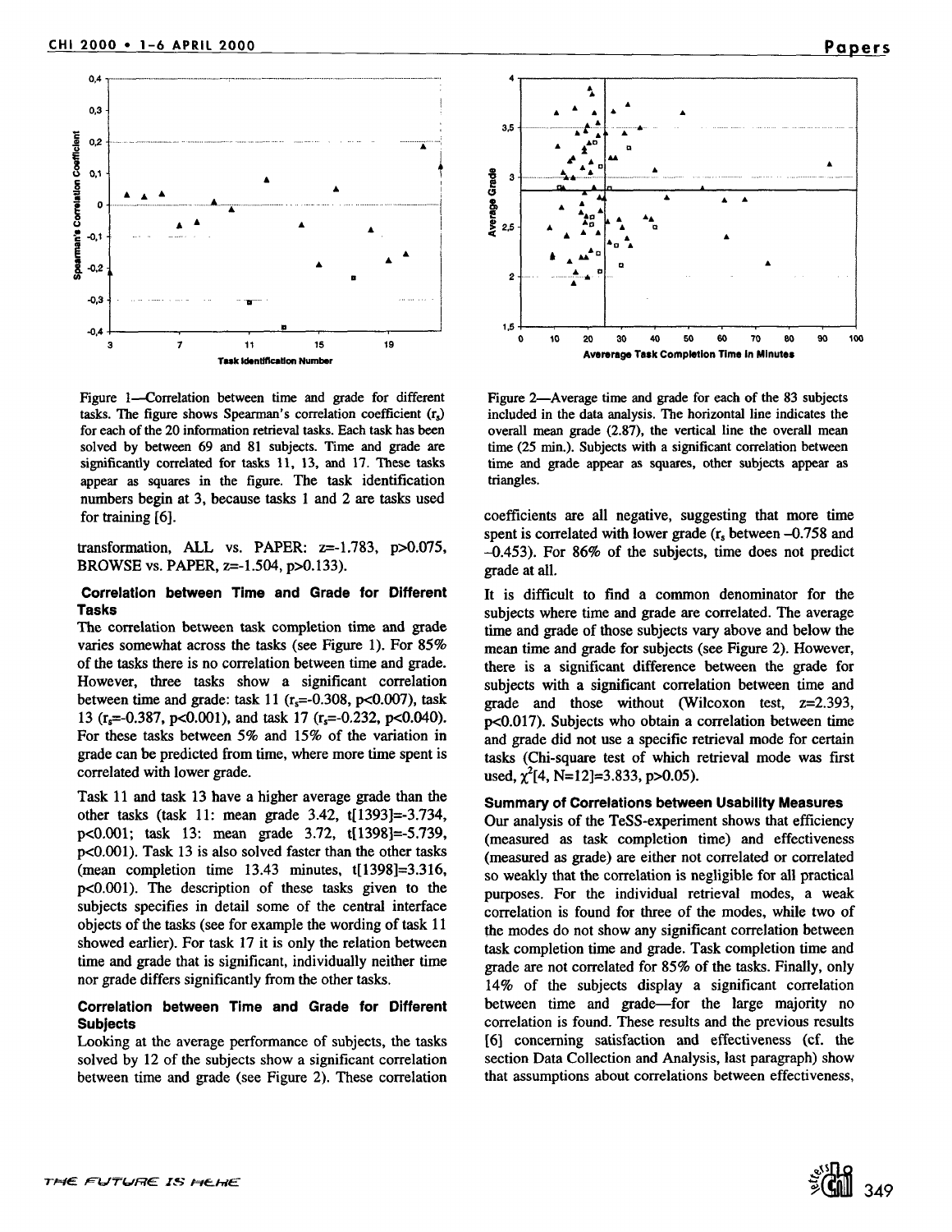Figure 1—Correlation between time and grade for different tasks. The figure shows Spearman's correlation coefficient ($r_s$) for each of the 20 information retrieval tasks. Each task has been solved by between 69 and 81 subjects. Time and grade are significantly correlated for tasks 11, 13, and 17. These tasks appear as squares in the figure. The task identification numbers begin at 3, because tasks 1 and 2 are tasks used for training [6].

transformation, ALL vs. PAPER: z=-1.783, p>0.075, BROWSE vs. PAPER, z=-1.504, p>0.133).

### Correlation between Time and Grade for Different Tasks

The correlation between task completion time and grade varies somewhat across the tasks (see Figure 1). For 85% of the tasks there is no correlation between time and grade. However, three tasks show a significant correlation between time and grade: task 11 ($r_s$=-0.308, p<0.007), task 13 ($r_s$=-0.387, p<0.001), and task 17 ($r_s$=-0.232, p<0.040). For these tasks between 5% and 15% of the variation in grade can be predicted from time, where more time spent is correlated with lower grade.

Task 11 and task 13 have a higher average grade than the other tasks (task 11: mean grade 3.42, t[1393]=-3.734, p<0.001; task 13: mean grade 3.72, t[1398]=-5.739, p<0.001). Task 13 is also solved faster than the other tasks (mean completion time 13.43 minutes, t[1398]=3.316, p<0.001). The description of these tasks given to the subjects specifies in detail some of the central interface objects of the tasks (see for example the wording of task 11 showed earlier). For task 17 it is only the relation between time and grade that is significant, individually neither time nor grade differs significantly from the other tasks.

### Correlation between Time and Grade for Different Subjects

Looking at the average performance of subjects, the tasks solved by 12 of the subjects show a significant correlation between time and grade (see Figure 2). These correlation coefficients are all negative, suggesting that more time spent is correlated with lower grade ($r_s$ between -0.758 and -0.453). For 86% of the subjects, time does not predict grade at all.

Figure 2—Average time and grade for each of the 83 subjects included in the data analysis. The horizontal line indicates the overall mean grade (2.87), the vertical line the overall mean time (25 min.). Subjects with a significant correlation between time and grade appear as squares, other subjects appear as triangles.

It is difficult to find a common denominator for the subjects where time and grade are correlated. The average time and grade of those subjects vary above and below the mean time and grade for subjects (see Figure 2). However, there is a significant difference between the grade for subjects with a significant correlation between time and grade and those without (Wilcoxon test, z=2.393, p<0.017). Subjects who obtain a correlation between time and grade did not use a specific retrieval mode for certain tasks (Chi-square test of which retrieval mode was first used, $\chi^2$[4, N=12]=3.833, p>0.05).

### Summary of Correlations between Usability Measures

Our analysis of the TeSS-experiment shows that efficiency (measured as task completion time) and effectiveness (measured as grade) are either not correlated or correlated so weakly that the correlation is negligible for all practical purposes. For the individual retrieval modes, a weak correlation is found for three of the modes, while two of the modes do not show any significant correlation between task completion time and grade. Task completion time and grade are not correlated for 85% of the tasks. Finally, only 14% of the subjects display a significant correlation between time and grade—for the large majority no correlation is found. These results and the previous results [6] concerning satisfaction and effectiveness (cf. the section Data Collection and Analysis, last paragraph) show that assumptions about correlations between effectiveness,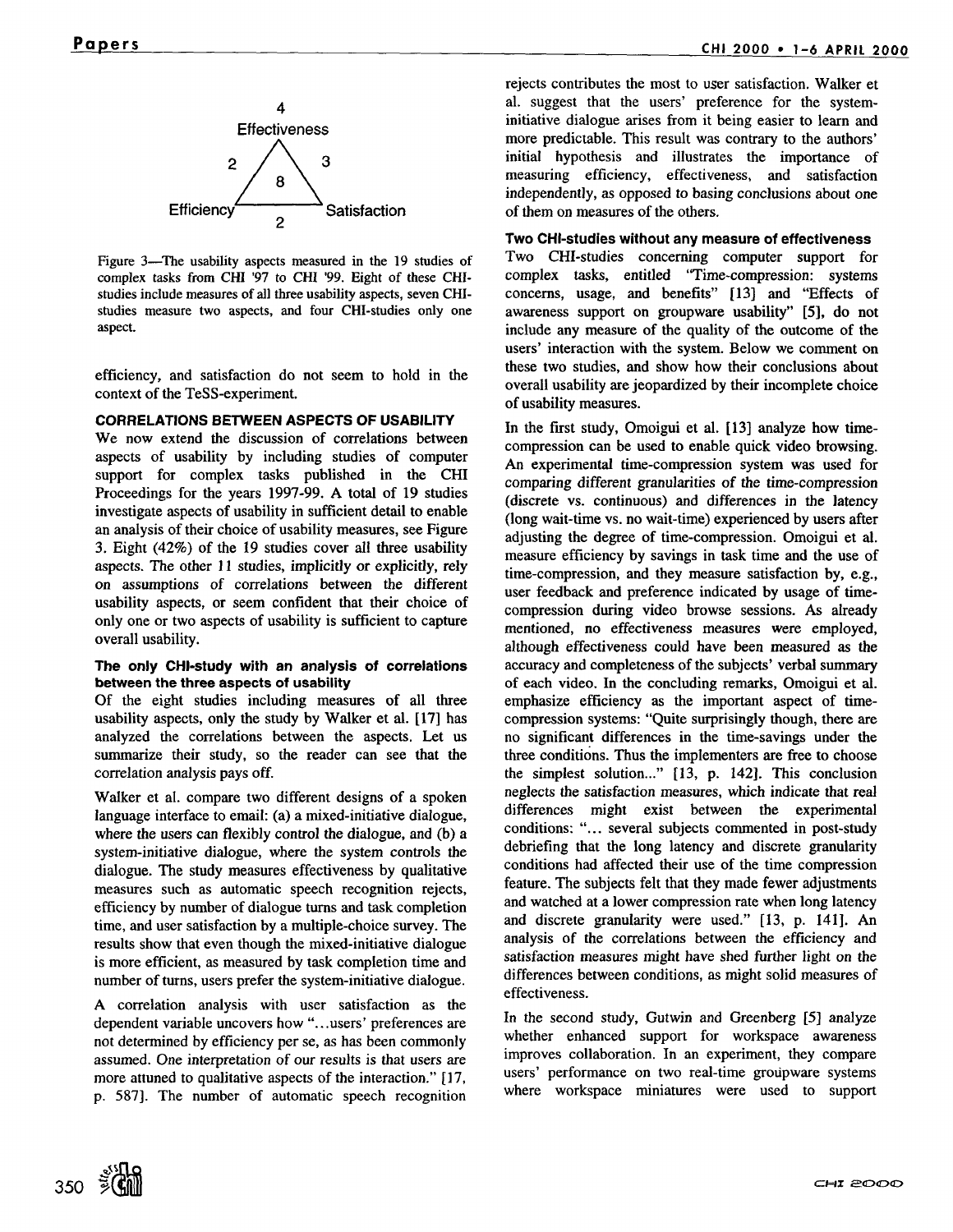4

Effectiveness

2 8 3

Efficiency 2 Satisfaction

Figure 3—The usability aspects measured in the 19 studies of complex tasks from CHI '97 to CHI '99. Eight of these CHI-studies include measures of all three usability aspects, seven CHI-studies measure two aspects, and four CHI-studies only one aspect.

efficiency, and satisfaction do not seem to hold in the context of the TeSS-experiment.

## CORRELATIONS BETWEEN ASPECTS OF USABILITY

We now extend the discussion of correlations between aspects of usability by including studies of computer support for complex tasks published in the CHI Proceedings for the years 1997-99. A total of 19 studies investigate aspects of usability in sufficient detail to enable an analysis of their choice of usability measures, see Figure 3. Eight (42%) of the 19 studies cover all three usability aspects. The other 11 studies, implicitly or explicitly, rely on assumptions of correlations between the different usability aspects, or seem confident that their choice of only one or two aspects of usability is sufficient to capture overall usability.

### The only CHI-study with an analysis of correlations between the three aspects of usability

Of the eight studies including measures of all three usability aspects, only the study by Walker et al. [17] has analyzed the correlations between the aspects. Let us summarize their study, so the reader can see that the correlation analysis pays off.

Walker et al. compare two different designs of a spoken language interface to email: (a) a mixed-initiative dialogue, where the users can flexibly control the dialogue, and (b) a system-initiative dialogue, where the system controls the dialogue. The study measures effectiveness by qualitative measures such as automatic speech recognition rejects, efficiency by number of dialogue turns and task completion time, and user satisfaction by a multiple-choice survey. The results show that even though the mixed-initiative dialogue is more efficient, as measured by task completion time and number of turns, users prefer the system-initiative dialogue.

A correlation analysis with user satisfaction as the dependent variable uncovers how "...users' preferences are not determined by efficiency per se, as has been commonly assumed. One interpretation of our results is that users are more attuned to qualitative aspects of the interaction." [17, p. 587]. The number of automatic speech recognition rejects contributes the most to user satisfaction. Walker et al. suggest that the users' preference for the system-initiative dialogue arises from it being easier to learn and more predictable. This result was contrary to the authors' initial hypothesis and illustrates the importance of measuring efficiency, effectiveness, and satisfaction independently, as opposed to basing conclusions about one of them on measures of the others.

### Two CHI-studies without any measure of effectiveness

Two CHI-studies concerning computer support for complex tasks, entitled "Time-compression: systems concerns, usage, and benefits" [13] and "Effects of awareness support on groupware usability" [5], do not include any measure of the quality of the outcome of the users' interaction with the system. Below we comment on these two studies, and show how their conclusions about overall usability are jeopardized by their incomplete choice of usability measures.

In the first study, Omoigui et al. [13] analyze how time-compression can be used to enable quick video browsing. An experimental time-compression system was used for comparing different granularities of the time-compression (discrete vs. continuous) and differences in the latency (long wait-time vs. no wait-time) experienced by users after adjusting the degree of time-compression. Omoigui et al. measure efficiency by savings in task time and the use of time-compression, and they measure satisfaction by, e.g., user feedback and preference indicated by usage of time-compression during video browse sessions. As already mentioned, no effectiveness measures were employed, although effectiveness could have been measured as the accuracy and completeness of the subjects' verbal summary of each video. In the concluding remarks, Omoigui et al. emphasize efficiency as the important aspect of time-compression systems: "Quite surprisingly though, there are no significant differences in the time-savings under the three conditions. Thus the implementers are free to choose the simplest solution..." [13, p. 142]. This conclusion neglects the satisfaction measures, which indicate that real differences might exist between the experimental conditions: "... several subjects commented in post-study debriefing that the long latency and discrete granularity conditions had affected their use of the time compression feature. The subjects felt that they made fewer adjustments and watched at a lower compression rate when long latency and discrete granularity were used." [13, p. 141]. An analysis of the correlations between the efficiency and satisfaction measures might have shed further light on the differences between conditions, as might solid measures of effectiveness.

In the second study, Gutwin and Greenberg [5] analyze whether enhanced support for workspace awareness improves collaboration. In an experiment, they compare users' performance on two real-time groupware systems where workspace miniatures were used to support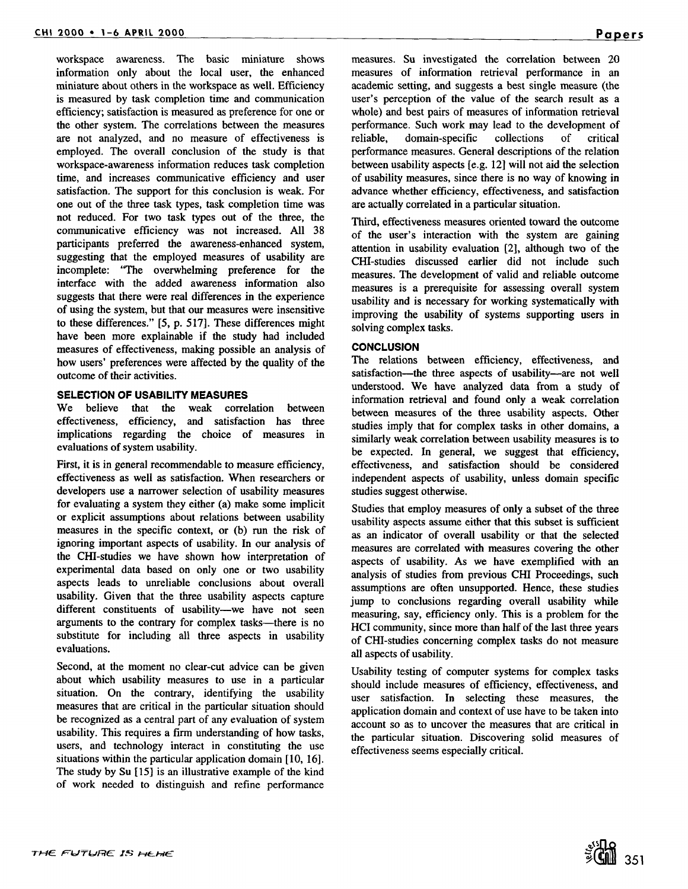workspace awareness. The basic miniature shows information only about the local user, the enhanced miniature about others in the workspace as well. Efficiency is measured by task completion time and communication efficiency; satisfaction is measured as preference for one or the other system. The correlations between the measures are not analyzed, and no measure of effectiveness is employed. The overall conclusion of the study is that workspace-awareness information reduces task completion time, and increases communicative efficiency and user satisfaction. The support for this conclusion is weak. For one out of the three task types, task completion time was not reduced. For two task types out of the three, the communicative efficiency was not increased. All 38 participants preferred the awareness-enhanced system, suggesting that the employed measures of usability are incomplete: "The overwhelming preference for the interface with the added awareness information also suggests that there were real differences in the experience of using the system, but that our measures were insensitive to these differences." [5, p. 517]. These differences might have been more explainable if the study had included measures of effectiveness, making possible an analysis of how users' preferences were affected by the quality of the outcome of their activities.

## SELECTION OF USABILITY MEASURES

We believe that the weak correlation between effectiveness, efficiency, and satisfaction has three implications regarding the choice of measures in evaluations of system usability.

First, it is in general recommendable to measure efficiency, effectiveness as well as satisfaction. When researchers or developers use a narrower selection of usability measures for evaluating a system they either (a) make some implicit or explicit assumptions about relations between usability measures in the specific context, or (b) run the risk of ignoring important aspects of usability. In our analysis of the CHI-studies we have shown how interpretation of experimental data based on only one or two usability aspects leads to unreliable conclusions about overall usability. Given that the three usability aspects capture different constituents of usability—we have not seen arguments to the contrary for complex tasks—there is no substitute for including all three aspects in usability evaluations.

Second, at the moment no clear-cut advice can be given about which usability measures to use in a particular situation. On the contrary, identifying the usability measures that are critical in the particular situation should be recognized as a central part of any evaluation of system usability. This requires a firm understanding of how tasks, users, and technology interact in constituting the use situations within the particular application domain [10, 16]. The study by Su [15] is an illustrative example of the kind of work needed to distinguish and refine performance measures. Su investigated the correlation between 20 measures of information retrieval performance in an academic setting, and suggests a best single measure (the user's perception of the value of the search result as a whole) and best pairs of measures of information retrieval performance. Such work may lead to the development of reliable, domain-specific collections of critical performance measures. General descriptions of the relation between usability aspects [e.g. 12] will not aid the selection of usability measures, since there is no way of knowing in advance whether efficiency, effectiveness, and satisfaction are actually correlated in a particular situation.

Third, effectiveness measures oriented toward the outcome of the user's interaction with the system are gaining attention in usability evaluation [2], although two of the CHI-studies discussed earlier did not include such measures. The development of valid and reliable outcome measures is a prerequisite for assessing overall system usability and is necessary for working systematically with improving the usability of systems supporting users in solving complex tasks.

## CONCLUSION

The relations between efficiency, effectiveness, and satisfaction—the three aspects of usability—are not well understood. We have analyzed data from a study of information retrieval and found only a weak correlation between measures of the three usability aspects. Other studies imply that for complex tasks in other domains, a similarly weak correlation between usability measures is to be expected. In general, we suggest that efficiency, effectiveness, and satisfaction should be considered independent aspects of usability, unless domain specific studies suggest otherwise.

Studies that employ measures of only a subset of the three usability aspects assume either that this subset is sufficient as an indicator of overall usability or that the selected measures are correlated with measures covering the other aspects of usability. As we have exemplified with an analysis of studies from previous CHI Proceedings, such assumptions are often unsupported. Hence, these studies jump to conclusions regarding overall usability while measuring, say, efficiency only. This is a problem for the HCI community, since more than half of the last three years of CHI-studies concerning complex tasks do not measure all aspects of usability.

Usability testing of computer systems for complex tasks should include measures of efficiency, effectiveness, and user satisfaction. In selecting these measures, the application domain and context of use have to be taken into account so as to uncover the measures that are critical in the particular situation. Discovering solid measures of effectiveness seems especially critical.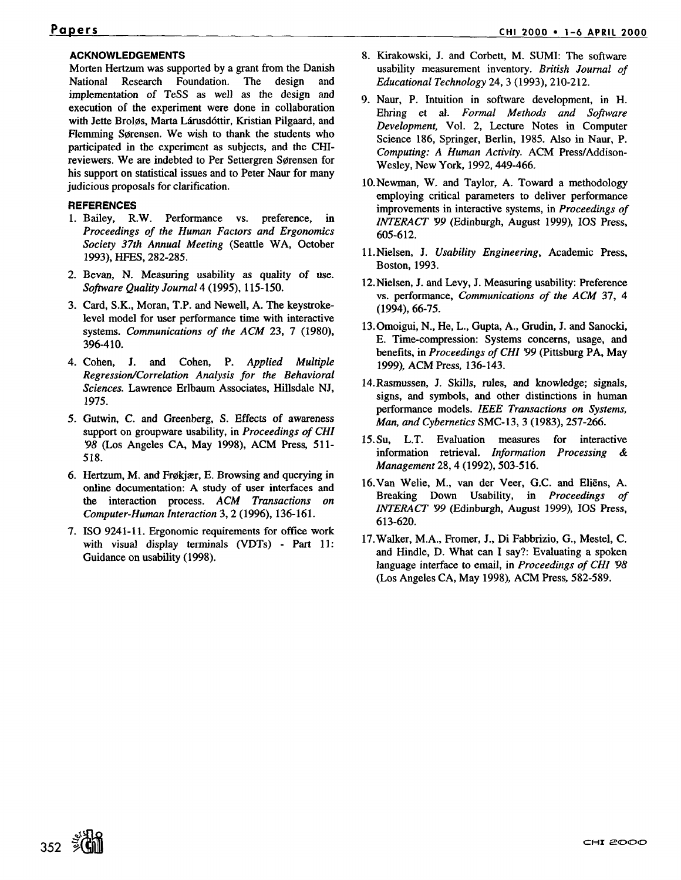## ACKNOWLEDGEMENTS

Morten Hertzum was supported by a grant from the Danish National Research Foundation. The design and implementation of TeSS as well as the design and execution of the experiment were done in collaboration with Jette Broløs, Marta Lárusdóttir, Kristian Pilgaard, and Flemming Sørensen. We wish to thank the students who participated in the experiment as subjects, and the CHI-reviewers. We are indebted to Per Settergren Sørensen for his support on statistical issues and to Peter Naur for many judicious proposals for clarification.

## REFERENCES

1. Bailey, R.W. Performance vs. preference, in *Proceedings of the Human Factors and Ergonomics Society 37th Annual Meeting* (Seattle WA, October 1993), HFES, 282-285.
2. Bevan, N. Measuring usability as quality of use. *Software Quality Journal* 4 (1995), 115-150.
3. Card, S.K., Moran, T.P. and Newell, A. The keystroke-level model for user performance time with interactive systems. *Communications of the ACM* 23, 7 (1980), 396-410.
4. Cohen, J. and Cohen, P. *Applied Multiple Regression/Correlation Analysis for the Behavioral Sciences.* Lawrence Erlbaum Associates, Hillsdale NJ, 1975.
5. Gutwin, C. and Greenberg, S. Effects of awareness support on groupware usability, in *Proceedings of CHI '98* (Los Angeles CA, May 1998), ACM Press, 511-518.
6. Hertzum, M. and Frøkjær, E. Browsing and querying in online documentation: A study of user interfaces and the interaction process. *ACM Transactions on Computer-Human Interaction* 3, 2 (1996), 136-161.
7. ISO 9241-11. Ergonomic requirements for office work with visual display terminals (VDTs) - Part 11: Guidance on usability (1998).
8. Kirakowski, J. and Corbett, M. SUMI: The software usability measurement inventory. *British Journal of Educational Technology* 24, 3 (1993), 210-212.
9. Naur, P. Intuition in software development, in H. Ehring et al. *Formal Methods and Software Development,* Vol. 2, Lecture Notes in Computer Science 186, Springer, Berlin, 1985. Also in Naur, P. *Computing: A Human Activity.* ACM Press/Addison-Wesley, New York, 1992, 449-466.
10. Newman, W. and Taylor, A. Toward a methodology employing critical parameters to deliver performance improvements in interactive systems, in *Proceedings of INTERACT '99* (Edinburgh, August 1999), IOS Press, 605-612.
11. Nielsen, J. *Usability Engineering*, Academic Press, Boston, 1993.
12. Nielsen, J. and Levy, J. Measuring usability: Preference vs. performance, *Communications of the ACM* 37, 4 (1994), 66-75.
13. Omoigui, N., He, L., Gupta, A., Grudin, J. and Sanocki, E. Time-compression: Systems concerns, usage, and benefits, in *Proceedings of CHI '99* (Pittsburg PA, May 1999), ACM Press, 136-143.
14. Rasmussen, J. Skills, rules, and knowledge; signals, signs, and symbols, and other distinctions in human performance models. *IEEE Transactions on Systems, Man, and Cybernetics* SMC-13, 3 (1983), 257-266.
15. Su, L.T. Evaluation measures for interactive information retrieval. *Information Processing & Management* 28, 4 (1992), 503-516.
16. Van Welie, M., van der Veer, G.C. and Eliëns, A. Breaking Down Usability, in *Proceedings of INTERACT '99* (Edinburgh, August 1999), IOS Press, 613-620.
17. Walker, M.A., Fromer, J., Di Fabbrizio, G., Mestel, C. and Hindle, D. What can I say?: Evaluating a spoken language interface to email, in *Proceedings of CHI '98* (Los Angeles CA, May 1998), ACM Press, 582-589.